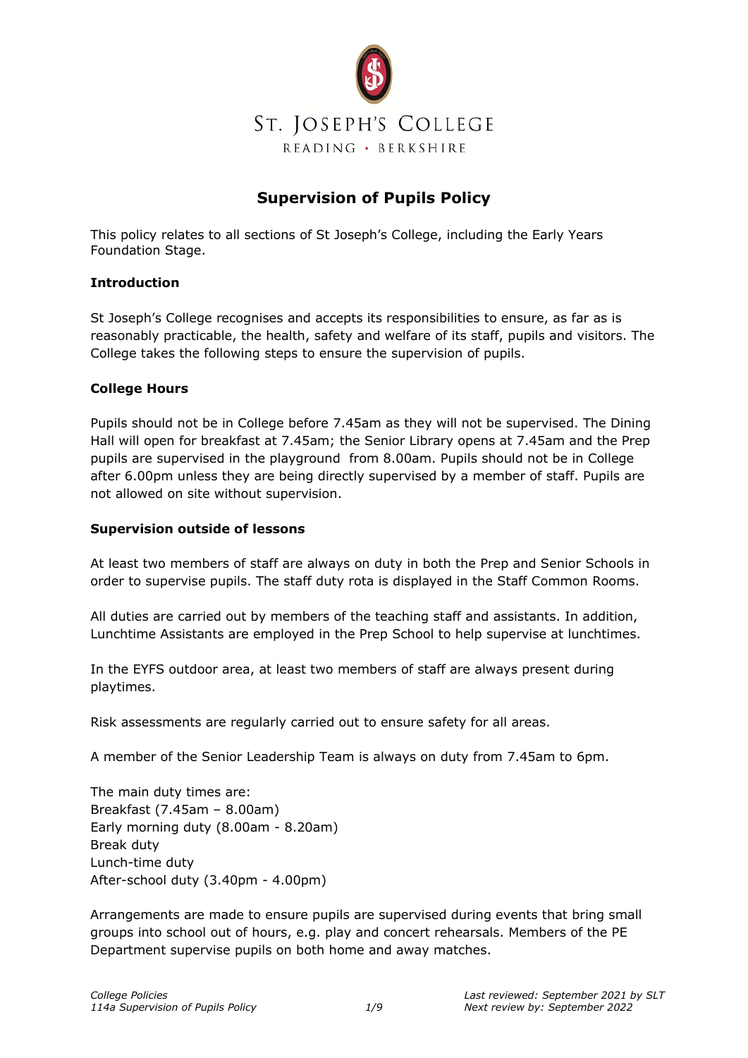ST. JOSEPH'S COLLEGE

READING • BERKSHIRE

# Supervision of Pupils Policy

This policy relates to all sections of St Joseph's College, including the Early Years Foundation Stage.

**Introduction**

St Joseph's College recognises and accepts its responsibilities to ensure, as far as is reasonably practicable, the health, safety and welfare of its staff, pupils and visitors. The College takes the following steps to ensure the supervision of pupils.

**College Hours**

Pupils should not be in College before 7.45am as they will not be supervised. The Dining Hall will open for breakfast at 7.45am; the Senior Library opens at 7.45am and the Prep pupils are supervised in the playground from 8.00am. Pupils should not be in College after 6.00pm unless they are being directly supervised by a member of staff. Pupils are not allowed on site without supervision.

**Supervision outside of lessons**

At least two members of staff are always on duty in both the Prep and Senior Schools in order to supervise pupils. The staff duty rota is displayed in the Staff Common Rooms.

All duties are carried out by members of the teaching staff and assistants. In addition, Lunchtime Assistants are employed in the Prep School to help supervise at lunchtimes.

In the EYFS outdoor area, at least two members of staff are always present during playtimes.

Risk assessments are regularly carried out to ensure safety for all areas.

A member of the Senior Leadership Team is always on duty from 7.45am to 6pm.

The main duty times are:
Breakfast (7.45am – 8.00am)
Early morning duty (8.00am - 8.20am)
Break duty
Lunch-time duty
After-school duty (3.40pm - 4.00pm)

Arrangements are made to ensure pupils are supervised during events that bring small groups into school out of hours, e.g. play and concert rehearsals. Members of the PE Department supervise pupils on both home and away matches.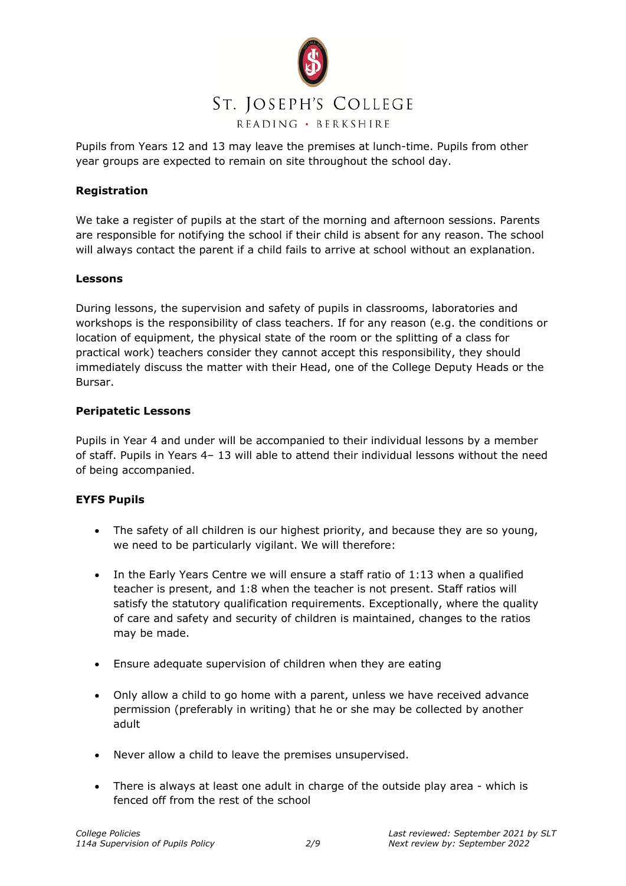Pupils from Years 12 and 13 may leave the premises at lunch-time. Pupils from other year groups are expected to remain on site throughout the school day.

**Registration**

We take a register of pupils at the start of the morning and afternoon sessions. Parents are responsible for notifying the school if their child is absent for any reason. The school will always contact the parent if a child fails to arrive at school without an explanation.

**Lessons**

During lessons, the supervision and safety of pupils in classrooms, laboratories and workshops is the responsibility of class teachers. If for any reason (e.g. the conditions or location of equipment, the physical state of the room or the splitting of a class for practical work) teachers consider they cannot accept this responsibility, they should immediately discuss the matter with their Head, one of the College Deputy Heads or the Bursar.

**Peripatetic Lessons**

Pupils in Year 4 and under will be accompanied to their individual lessons by a member of staff. Pupils in Years 4– 13 will able to attend their individual lessons without the need of being accompanied.

**EYFS Pupils**

- The safety of all children is our highest priority, and because they are so young, we need to be particularly vigilant. We will therefore:
- In the Early Years Centre we will ensure a staff ratio of 1:13 when a qualified teacher is present, and 1:8 when the teacher is not present. Staff ratios will satisfy the statutory qualification requirements. Exceptionally, where the quality of care and safety and security of children is maintained, changes to the ratios may be made.
- Ensure adequate supervision of children when they are eating
- Only allow a child to go home with a parent, unless we have received advance permission (preferably in writing) that he or she may be collected by another adult
- Never allow a child to leave the premises unsupervised.
- There is always at least one adult in charge of the outside play area - which is fenced off from the rest of the school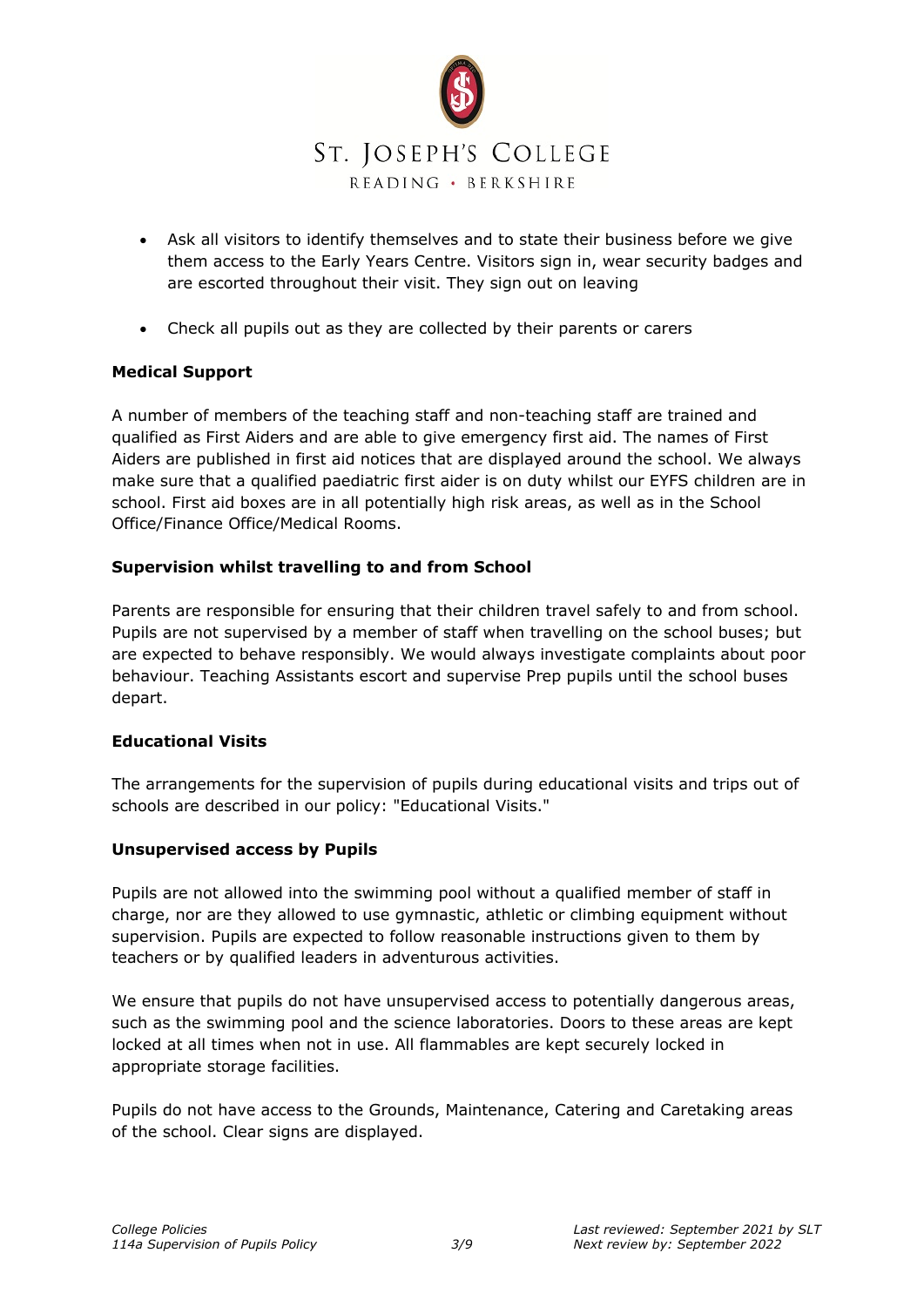- Ask all visitors to identify themselves and to state their business before we give them access to the Early Years Centre. Visitors sign in, wear security badges and are escorted throughout their visit. They sign out on leaving

- Check all pupils out as they are collected by their parents or carers

**Medical Support**

A number of members of the teaching staff and non-teaching staff are trained and qualified as First Aiders and are able to give emergency first aid. The names of First Aiders are published in first aid notices that are displayed around the school. We always make sure that a qualified paediatric first aider is on duty whilst our EYFS children are in school. First aid boxes are in all potentially high risk areas, as well as in the School Office/Finance Office/Medical Rooms.

**Supervision whilst travelling to and from School**

Parents are responsible for ensuring that their children travel safely to and from school. Pupils are not supervised by a member of staff when travelling on the school buses; but are expected to behave responsibly. We would always investigate complaints about poor behaviour. Teaching Assistants escort and supervise Prep pupils until the school buses depart.

**Educational Visits**

The arrangements for the supervision of pupils during educational visits and trips out of schools are described in our policy: "Educational Visits."

**Unsupervised access by Pupils**

Pupils are not allowed into the swimming pool without a qualified member of staff in charge, nor are they allowed to use gymnastic, athletic or climbing equipment without supervision. Pupils are expected to follow reasonable instructions given to them by teachers or by qualified leaders in adventurous activities.

We ensure that pupils do not have unsupervised access to potentially dangerous areas, such as the swimming pool and the science laboratories. Doors to these areas are kept locked at all times when not in use. All flammables are kept securely locked in appropriate storage facilities.

Pupils do not have access to the Grounds, Maintenance, Catering and Caretaking areas of the school. Clear signs are displayed.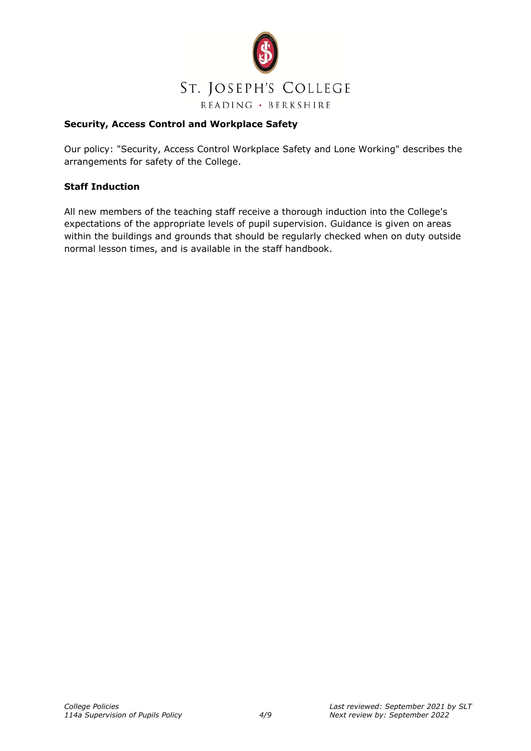### Security, Access Control and Workplace Safety

Our policy: "Security, Access Control Workplace Safety and Lone Working" describes the arrangements for safety of the College.

### Staff Induction

All new members of the teaching staff receive a thorough induction into the College's expectations of the appropriate levels of pupil supervision. Guidance is given on areas within the buildings and grounds that should be regularly checked when on duty outside normal lesson times, and is available in the staff handbook.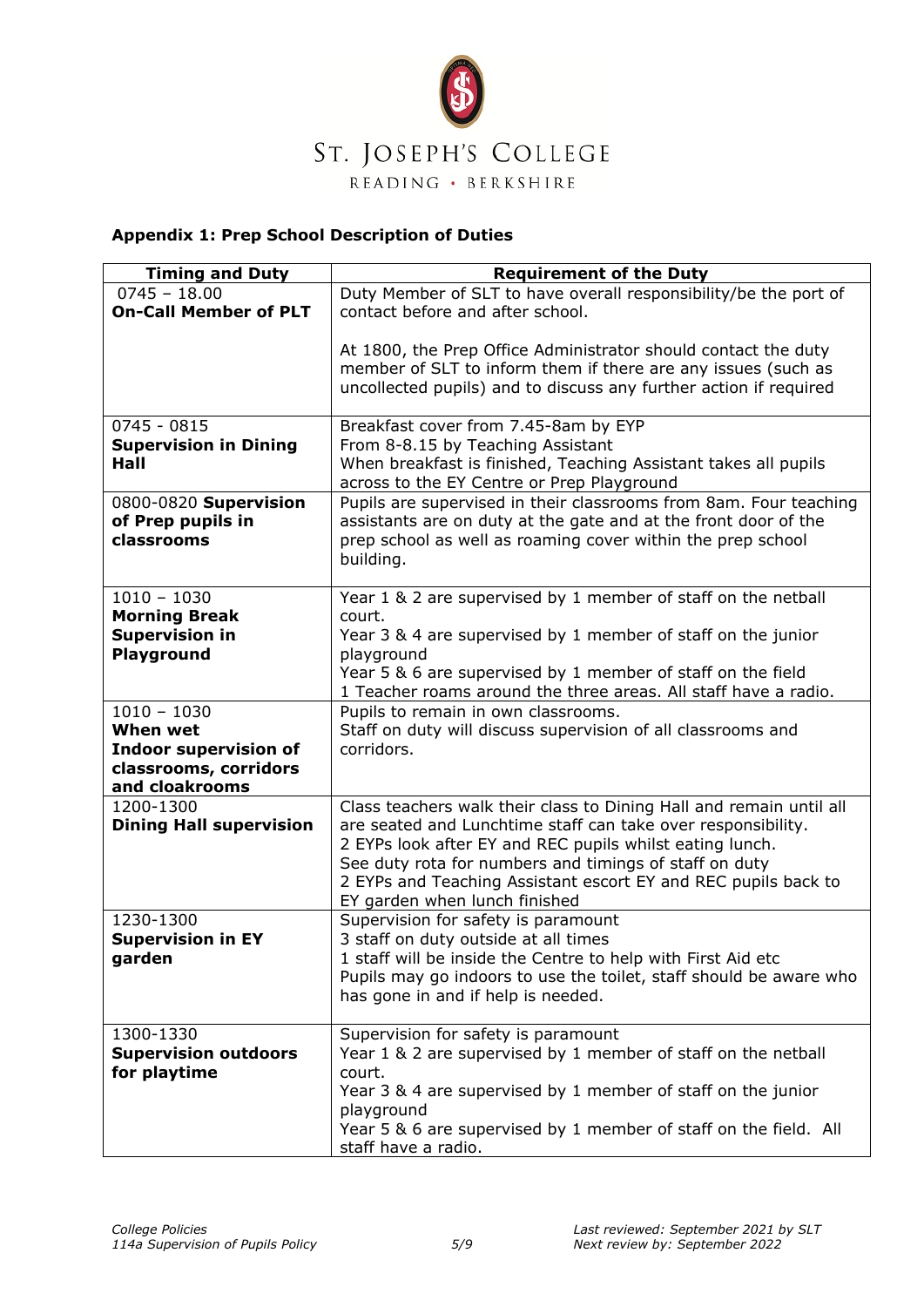ST. JOSEPH'S COLLEGE

READING • BERKSHIRE

### Appendix 1: Prep School Description of Duties

| Timing and Duty | Requirement of the Duty |
|---|---|
| 0745 – 18.00 **On-Call Member of PLT** | Duty Member of SLT to have overall responsibility/be the port of contact before and after school.<br><br>At 1800, the Prep Office Administrator should contact the duty member of SLT to inform them if there are any issues (such as uncollected pupils) and to discuss any further action if required |
| 0745 - 0815 **Supervision in Dining Hall** | Breakfast cover from 7.45-8am by EYP<br>From 8-8.15 by Teaching Assistant<br>When breakfast is finished, Teaching Assistant takes all pupils across to the EY Centre or Prep Playground |
| 0800-0820 **Supervision of Prep pupils in classrooms** | Pupils are supervised in their classrooms from 8am. Four teaching assistants are on duty at the gate and at the front door of the prep school as well as roaming cover within the prep school building. |
| 1010 – 1030 **Morning Break Supervision in Playground** | Year 1 & 2 are supervised by 1 member of staff on the netball court.<br>Year 3 & 4 are supervised by 1 member of staff on the junior playground<br>Year 5 & 6 are supervised by 1 member of staff on the field<br>1 Teacher roams around the three areas. All staff have a radio. |
| 1010 – 1030 **When wet Indoor supervision of classrooms, corridors and cloakrooms** | Pupils to remain in own classrooms.<br>Staff on duty will discuss supervision of all classrooms and corridors. |
| 1200-1300 **Dining Hall supervision** | Class teachers walk their class to Dining Hall and remain until all are seated and Lunchtime staff can take over responsibility.<br>2 EYPs look after EY and REC pupils whilst eating lunch.<br>See duty rota for numbers and timings of staff on duty<br>2 EYPs and Teaching Assistant escort EY and REC pupils back to EY garden when lunch finished |
| 1230-1300 **Supervision in EY garden** | Supervision for safety is paramount<br>3 staff on duty outside at all times<br>1 staff will be inside the Centre to help with First Aid etc<br>Pupils may go indoors to use the toilet, staff should be aware who has gone in and if help is needed. |
| 1300-1330 **Supervision outdoors for playtime** | Supervision for safety is paramount<br>Year 1 & 2 are supervised by 1 member of staff on the netball court.<br>Year 3 & 4 are supervised by 1 member of staff on the junior playground<br>Year 5 & 6 are supervised by 1 member of staff on the field. All staff have a radio. |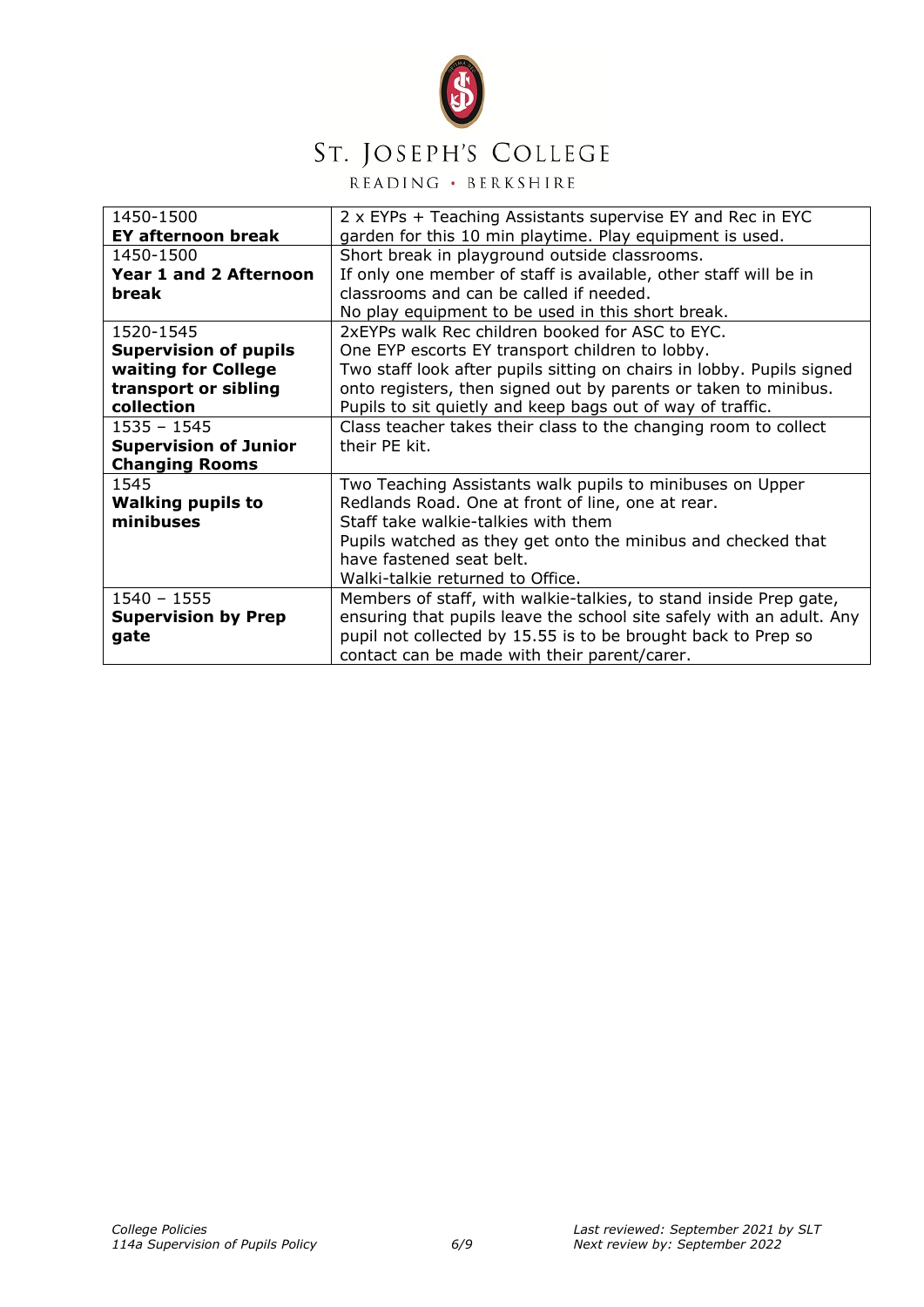| | |
|---|---|
| 1450-1500<br>**EY afternoon break** | 2 x EYPs + Teaching Assistants supervise EY and Rec in EYC garden for this 10 min playtime. Play equipment is used. |
| 1450-1500<br>**Year 1 and 2 Afternoon break** | Short break in playground outside classrooms.<br>If only one member of staff is available, other staff will be in classrooms and can be called if needed.<br>No play equipment to be used in this short break. |
| 1520-1545<br>**Supervision of pupils waiting for College transport or sibling collection** | 2xEYPs walk Rec children booked for ASC to EYC.<br>One EYP escorts EY transport children to lobby.<br>Two staff look after pupils sitting on chairs in lobby. Pupils signed onto registers, then signed out by parents or taken to minibus.<br>Pupils to sit quietly and keep bags out of way of traffic. |
| 1535 – 1545<br>**Supervision of Junior Changing Rooms** | Class teacher takes their class to the changing room to collect their PE kit. |
| 1545<br>**Walking pupils to minibuses** | Two Teaching Assistants walk pupils to minibuses on Upper Redlands Road. One at front of line, one at rear.<br>Staff take walkie-talkies with them<br>Pupils watched as they get onto the minibus and checked that have fastened seat belt.<br>Walki-talkie returned to Office. |
| 1540 – 1555<br>**Supervision by Prep gate** | Members of staff, with walkie-talkies, to stand inside Prep gate, ensuring that pupils leave the school site safely with an adult. Any pupil not collected by 15.55 is to be brought back to Prep so contact can be made with their parent/carer. |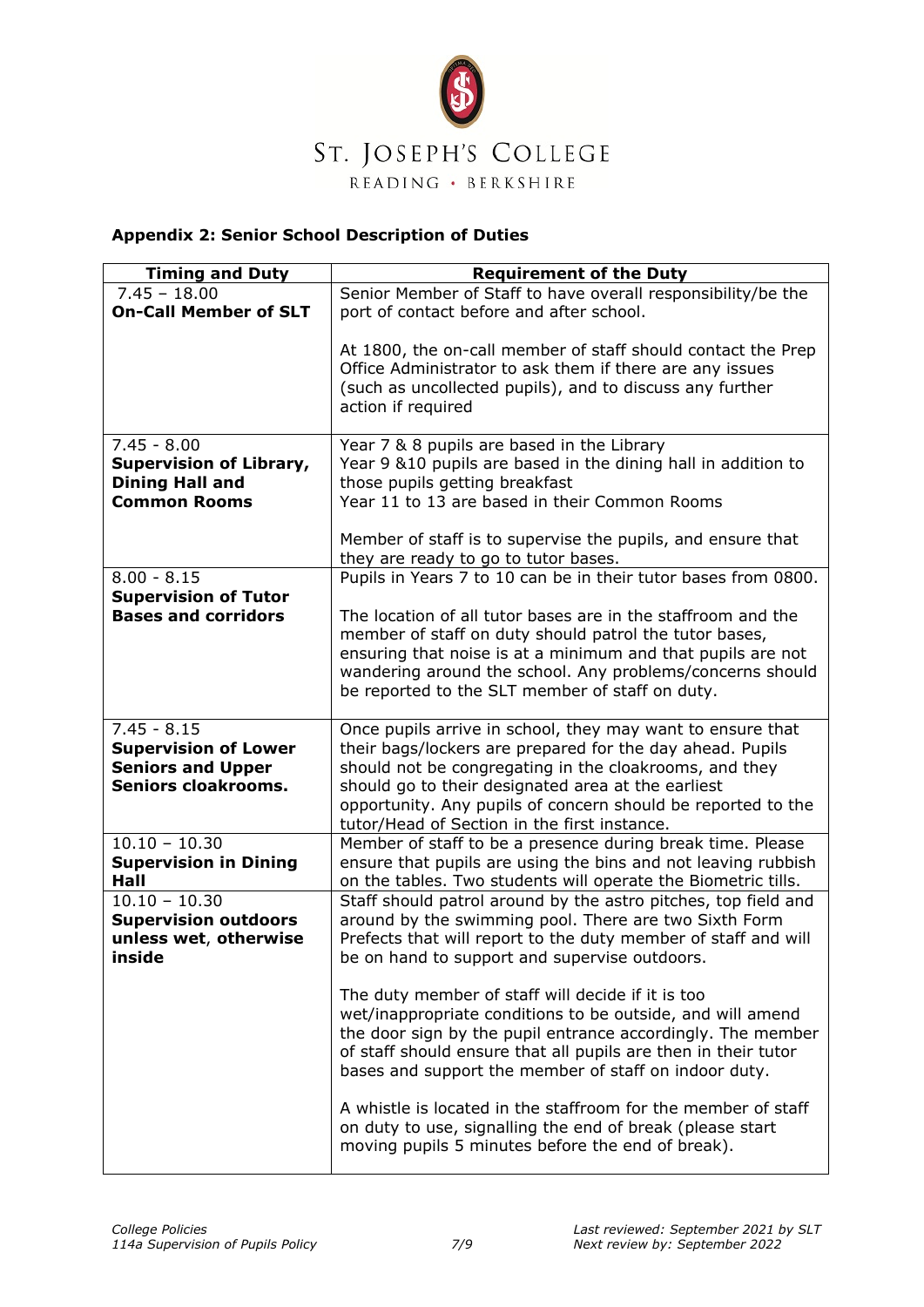ST. JOSEPH'S COLLEGE

READING • BERKSHIRE

### Appendix 2: Senior School Description of Duties

| Timing and Duty | Requirement of the Duty |
| --- | --- |
| 7.45 – 18.00 **On-Call Member of SLT** | Senior Member of Staff to have overall responsibility/be the port of contact before and after school.<br><br>At 1800, the on-call member of staff should contact the Prep Office Administrator to ask them if there are any issues (such as uncollected pupils), and to discuss any further action if required |
| 7.45 - 8.00 **Supervision of Library, Dining Hall and Common Rooms** | Year 7 & 8 pupils are based in the Library<br>Year 9 &10 pupils are based in the dining hall in addition to those pupils getting breakfast<br>Year 11 to 13 are based in their Common Rooms<br><br>Member of staff is to supervise the pupils, and ensure that they are ready to go to tutor bases. |
| 8.00 - 8.15 **Supervision of Tutor Bases and corridors** | Pupils in Years 7 to 10 can be in their tutor bases from 0800.<br><br>The location of all tutor bases are in the staffroom and the member of staff on duty should patrol the tutor bases, ensuring that noise is at a minimum and that pupils are not wandering around the school. Any problems/concerns should be reported to the SLT member of staff on duty. |
| 7.45 - 8.15 **Supervision of Lower Seniors and Upper Seniors cloakrooms.** | Once pupils arrive in school, they may want to ensure that their bags/lockers are prepared for the day ahead. Pupils should not be congregating in the cloakrooms, and they should go to their designated area at the earliest opportunity. Any pupils of concern should be reported to the tutor/Head of Section in the first instance. |
| 10.10 – 10.30 **Supervision in Dining Hall** | Member of staff to be a presence during break time. Please ensure that pupils are using the bins and not leaving rubbish on the tables. Two students will operate the Biometric tills. |
| 10.10 – 10.30 **Supervision outdoors unless wet, otherwise inside** | Staff should patrol around by the astro pitches, top field and around by the swimming pool. There are two Sixth Form Prefects that will report to the duty member of staff and will be on hand to support and supervise outdoors.<br><br>The duty member of staff will decide if it is too wet/inappropriate conditions to be outside, and will amend the door sign by the pupil entrance accordingly. The member of staff should ensure that all pupils are then in their tutor bases and support the member of staff on indoor duty.<br><br>A whistle is located in the staffroom for the member of staff on duty to use, signalling the end of break (please start moving pupils 5 minutes before the end of break). |

*College Policies*
*114a Supervision of Pupils Policy*

*Last reviewed: September 2021 by SLT*
*Next review by: September 2022*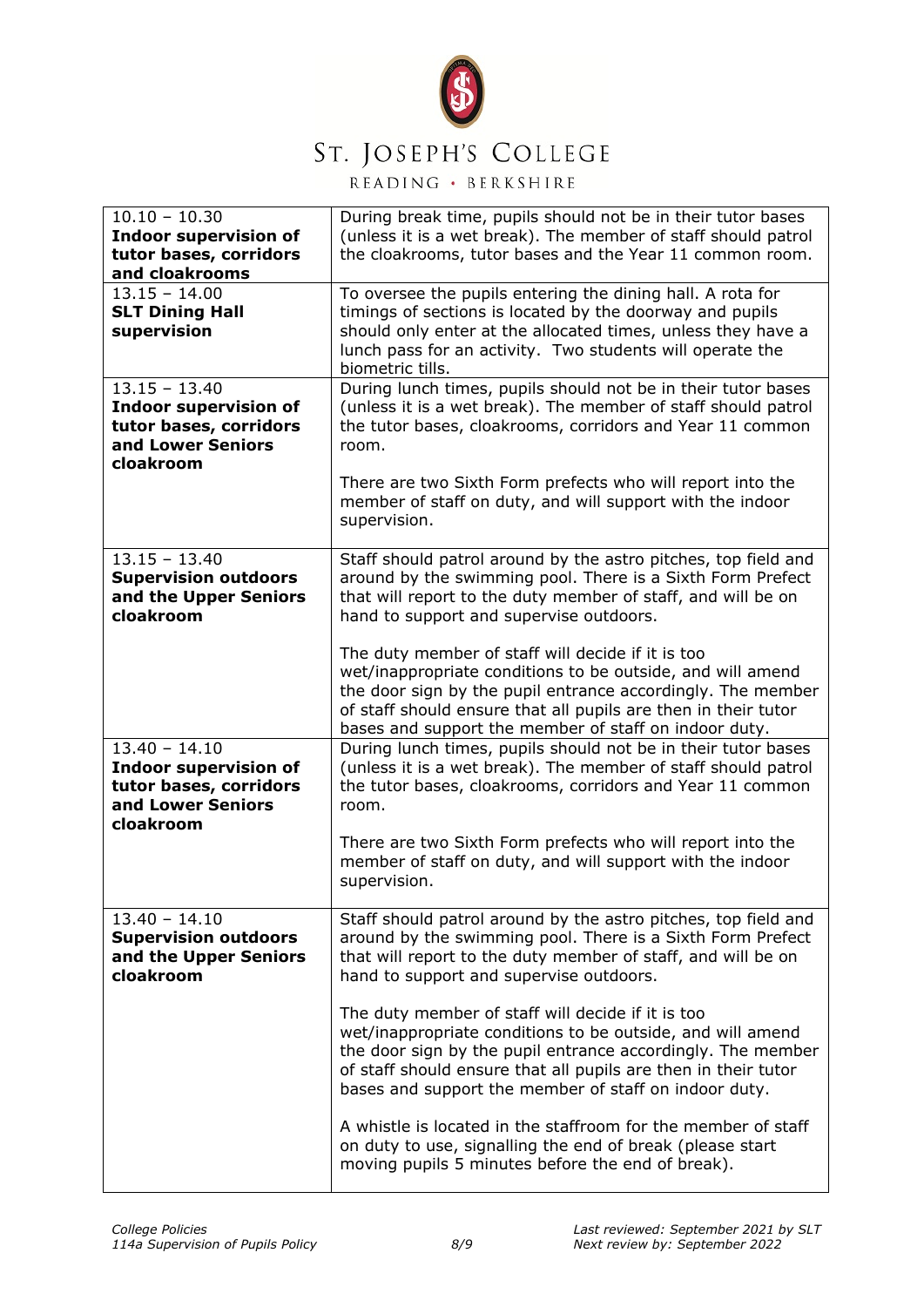| | |
|---|---|
| 10.10 – 10.30<br>**Indoor supervision of tutor bases, corridors and cloakrooms** | During break time, pupils should not be in their tutor bases (unless it is a wet break). The member of staff should patrol the cloakrooms, tutor bases and the Year 11 common room. |
| 13.15 – 14.00<br>**SLT Dining Hall supervision** | To oversee the pupils entering the dining hall. A rota for timings of sections is located by the doorway and pupils should only enter at the allocated times, unless they have a lunch pass for an activity. Two students will operate the biometric tills. |
| 13.15 – 13.40<br>**Indoor supervision of tutor bases, corridors and Lower Seniors cloakroom** | During lunch times, pupils should not be in their tutor bases (unless it is a wet break). The member of staff should patrol the tutor bases, cloakrooms, corridors and Year 11 common room.<br><br>There are two Sixth Form prefects who will report into the member of staff on duty, and will support with the indoor supervision. |
| 13.15 – 13.40<br>**Supervision outdoors and the Upper Seniors cloakroom** | Staff should patrol around by the astro pitches, top field and around by the swimming pool. There is a Sixth Form Prefect that will report to the duty member of staff, and will be on hand to support and supervise outdoors.<br><br>The duty member of staff will decide if it is too wet/inappropriate conditions to be outside, and will amend the door sign by the pupil entrance accordingly. The member of staff should ensure that all pupils are then in their tutor bases and support the member of staff on indoor duty. |
| 13.40 – 14.10<br>**Indoor supervision of tutor bases, corridors and Lower Seniors cloakroom** | During lunch times, pupils should not be in their tutor bases (unless it is a wet break). The member of staff should patrol the tutor bases, cloakrooms, corridors and Year 11 common room.<br><br>There are two Sixth Form prefects who will report into the member of staff on duty, and will support with the indoor supervision. |
| 13.40 – 14.10<br>**Supervision outdoors and the Upper Seniors cloakroom** | Staff should patrol around by the astro pitches, top field and around by the swimming pool. There is a Sixth Form Prefect that will report to the duty member of staff, and will be on hand to support and supervise outdoors.<br><br>The duty member of staff will decide if it is too wet/inappropriate conditions to be outside, and will amend the door sign by the pupil entrance accordingly. The member of staff should ensure that all pupils are then in their tutor bases and support the member of staff on indoor duty.<br><br>A whistle is located in the staffroom for the member of staff on duty to use, signalling the end of break (please start moving pupils 5 minutes before the end of break). |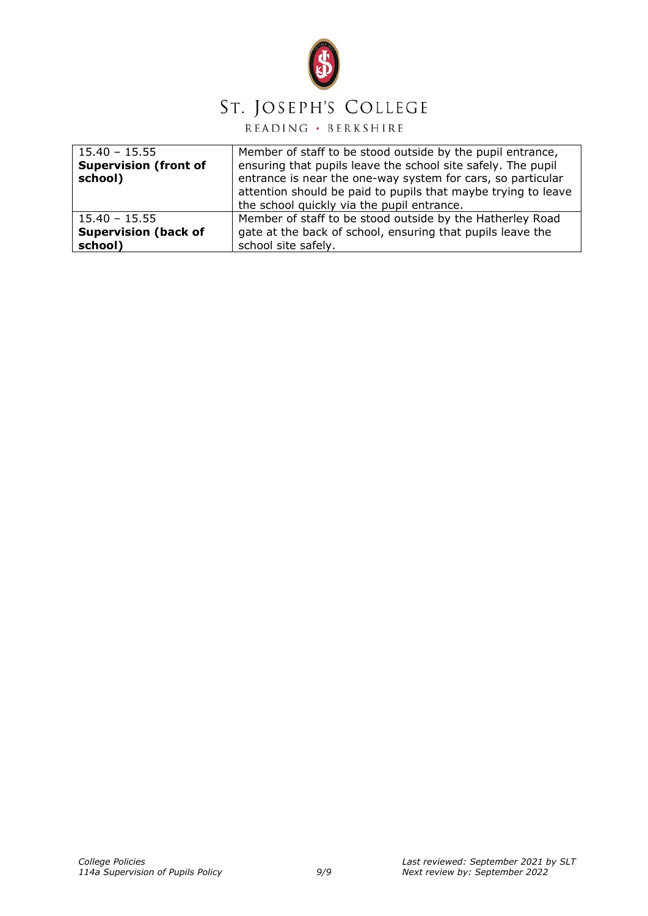| | |
|---|---|
| 15.40 – 15.55 **Supervision (front of school)** | Member of staff to be stood outside by the pupil entrance, ensuring that pupils leave the school site safely. The pupil entrance is near the one-way system for cars, so particular attention should be paid to pupils that maybe trying to leave the school quickly via the pupil entrance. |
| 15.40 – 15.55 **Supervision (back of school)** | Member of staff to be stood outside by the Hatherley Road gate at the back of school, ensuring that pupils leave the school site safely. |